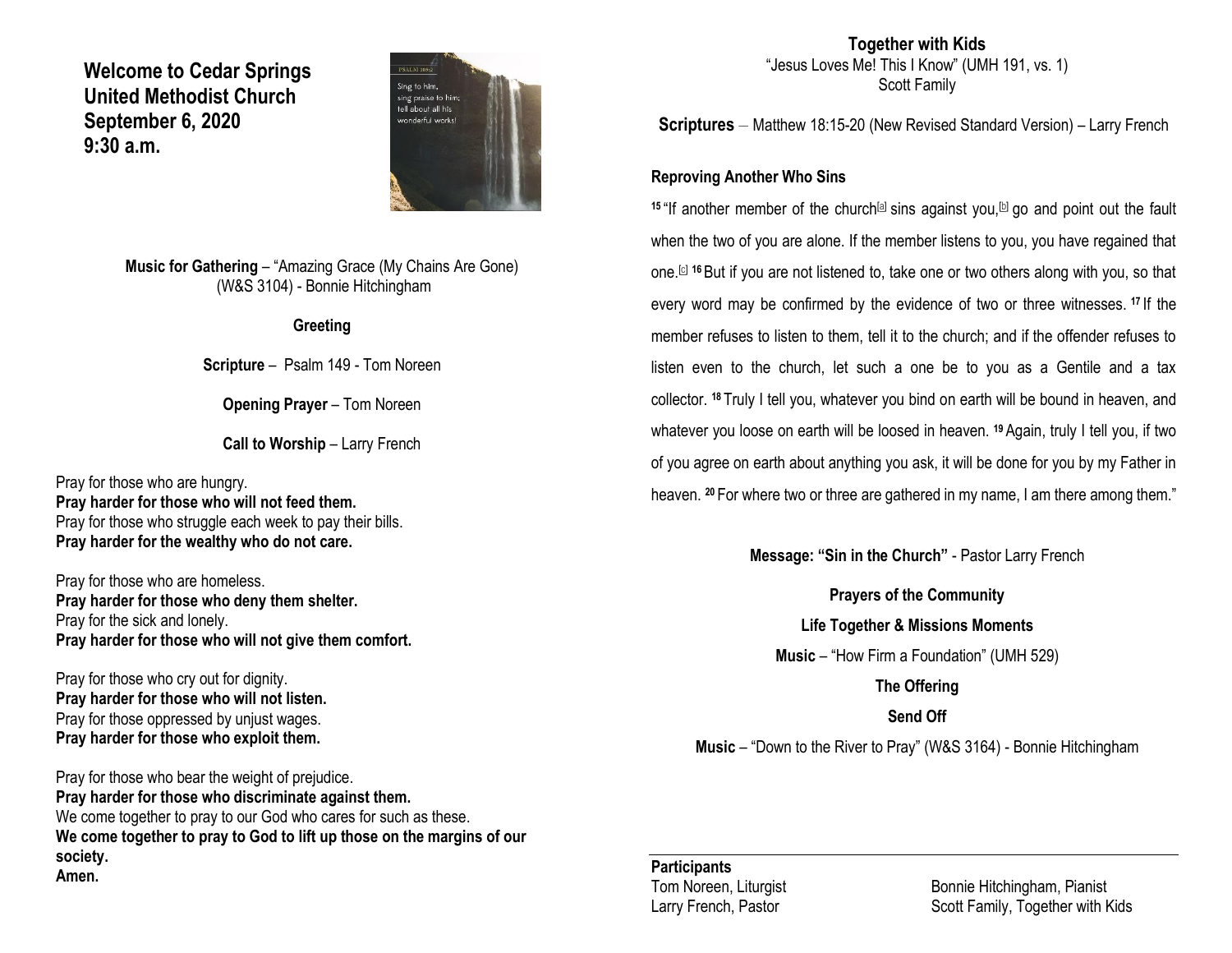# Welcome to Cedar Springs United Methodist Church
## September 6, 2020
## 9:30 a.m.

**Music for Gathering** – "Amazing Grace (My Chains Are Gone) (W&S 3104) - Bonnie Hitchingham

**Greeting**

**Scripture** – Psalm 149 - Tom Noreen

**Opening Prayer** – Tom Noreen

**Call to Worship** – Larry French

Pray for those who are hungry.
**Pray harder for those who will not feed them.**
Pray for those who struggle each week to pay their bills.
**Pray harder for the wealthy who do not care.**

Pray for those who are homeless.
**Pray harder for those who deny them shelter.**
Pray for the sick and lonely.
**Pray harder for those who will not give them comfort.**

Pray for those who cry out for dignity.
**Pray harder for those who will not listen.**
Pray for those oppressed by unjust wages.
**Pray harder for those who exploit them.**

Pray for those who bear the weight of prejudice.
**Pray harder for those who discriminate against them.**
We come together to pray to our God who cares for such as these.
**We come together to pray to God to lift up those on the margins of our society.**
**Amen.**

**Together with Kids**
"Jesus Loves Me! This I Know" (UMH 191, vs. 1)
Scott Family

**Scriptures** – Matthew 18:15-20 (New Revised Standard Version) – Larry French

**Reproving Another Who Sins**

15 "If another member of the church[a] sins against you,[b] go and point out the fault when the two of you are alone. If the member listens to you, you have regained that one.[c] 16 But if you are not listened to, take one or two others along with you, so that every word may be confirmed by the evidence of two or three witnesses. 17 If the member refuses to listen to them, tell it to the church; and if the offender refuses to listen even to the church, let such a one be to you as a Gentile and a tax collector. 18 Truly I tell you, whatever you bind on earth will be bound in heaven, and whatever you loose on earth will be loosed in heaven. 19 Again, truly I tell you, if two of you agree on earth about anything you ask, it will be done for you by my Father in heaven. 20 For where two or three are gathered in my name, I am there among them."

**Message: "Sin in the Church"** - Pastor Larry French

**Prayers of the Community**

**Life Together & Missions Moments**

**Music** – "How Firm a Foundation" (UMH 529)

**The Offering**

**Send Off**

**Music** – "Down to the River to Pray" (W&S 3164) - Bonnie Hitchingham

---

**Participants**
Tom Noreen, Liturgist
Larry French, Pastor
Bonnie Hitchingham, Pianist
Scott Family, Together with Kids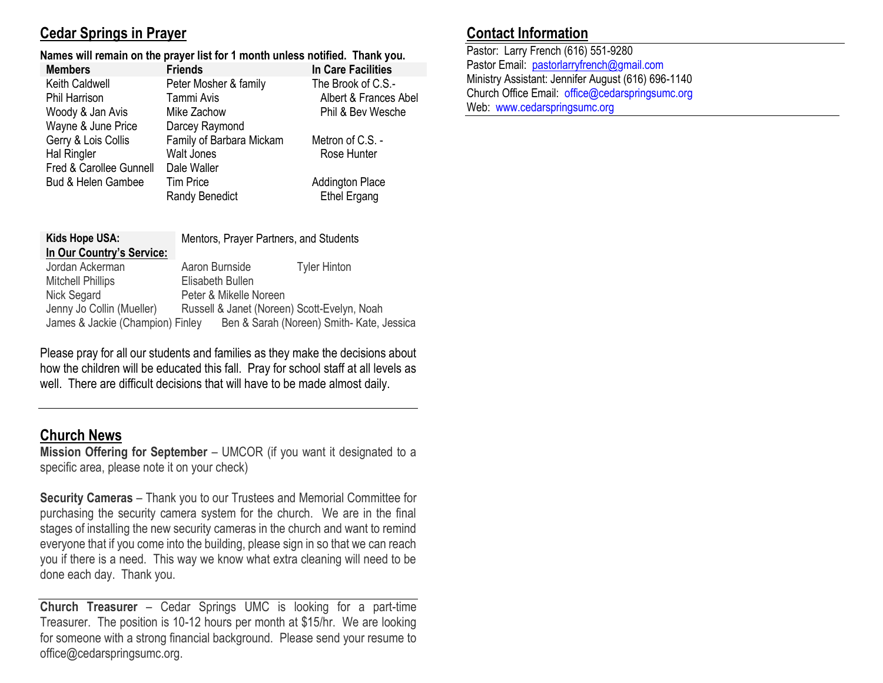## Cedar Springs in Prayer

**Names will remain on the prayer list for 1 month unless notified. Thank you.**

| Members | Friends | In Care Facilities |
|---|---|---|
| Keith Caldwell | Peter Mosher & family | The Brook of C.S.- |
| Phil Harrison | Tammi Avis | Albert & Frances Abel |
| Woody & Jan Avis | Mike Zachow | Phil & Bev Wesche |
| Wayne & June Price | Darcey Raymond | |
| Gerry & Lois Collis | Family of Barbara Mickam | Metron of C.S. - |
| Hal Ringler | Walt Jones | Rose Hunter |
| Fred & Carollee Gunnell | Dale Waller | |
| Bud & Helen Gambee | Tim Price | Addington Place |
| | Randy Benedict | Ethel Ergang |

**Kids Hope USA:** Mentors, Prayer Partners, and Students

**In Our Country's Service:**

| | | |
|---|---|---|
| Jordan Ackerman | Aaron Burnside | Tyler Hinton |
| Mitchell Phillips | Elisabeth Bullen | |
| Nick Segard | Peter & Mikelle Noreen | |
| Jenny Jo Collin (Mueller) | Russell & Janet (Noreen) Scott-Evelyn, Noah | |
| James & Jackie (Champion) Finley | Ben & Sarah (Noreen) Smith- Kate, Jessica | |

Please pray for all our students and families as they make the decisions about how the children will be educated this fall. Pray for school staff at all levels as well. There are difficult decisions that will have to be made almost daily.

---

## Church News

**Mission Offering for September** – UMCOR (if you want it designated to a specific area, please note it on your check)

**Security Cameras** – Thank you to our Trustees and Memorial Committee for purchasing the security camera system for the church. We are in the final stages of installing the new security cameras in the church and want to remind everyone that if you come into the building, please sign in so that we can reach you if there is a need. This way we know what extra cleaning will need to be done each day. Thank you.

---

**Church Treasurer** – Cedar Springs UMC is looking for a part-time Treasurer. The position is 10-12 hours per month at $15/hr. We are looking for someone with a strong financial background. Please send your resume to office@cedarspringsumc.org.

## Contact Information

Pastor: Larry French (616) 551-9280
Pastor Email: pastorlarryfrench@gmail.com
Ministry Assistant: Jennifer August (616) 696-1140
Church Office Email: office@cedarspringsumc.org
Web: www.cedarspringsumc.org